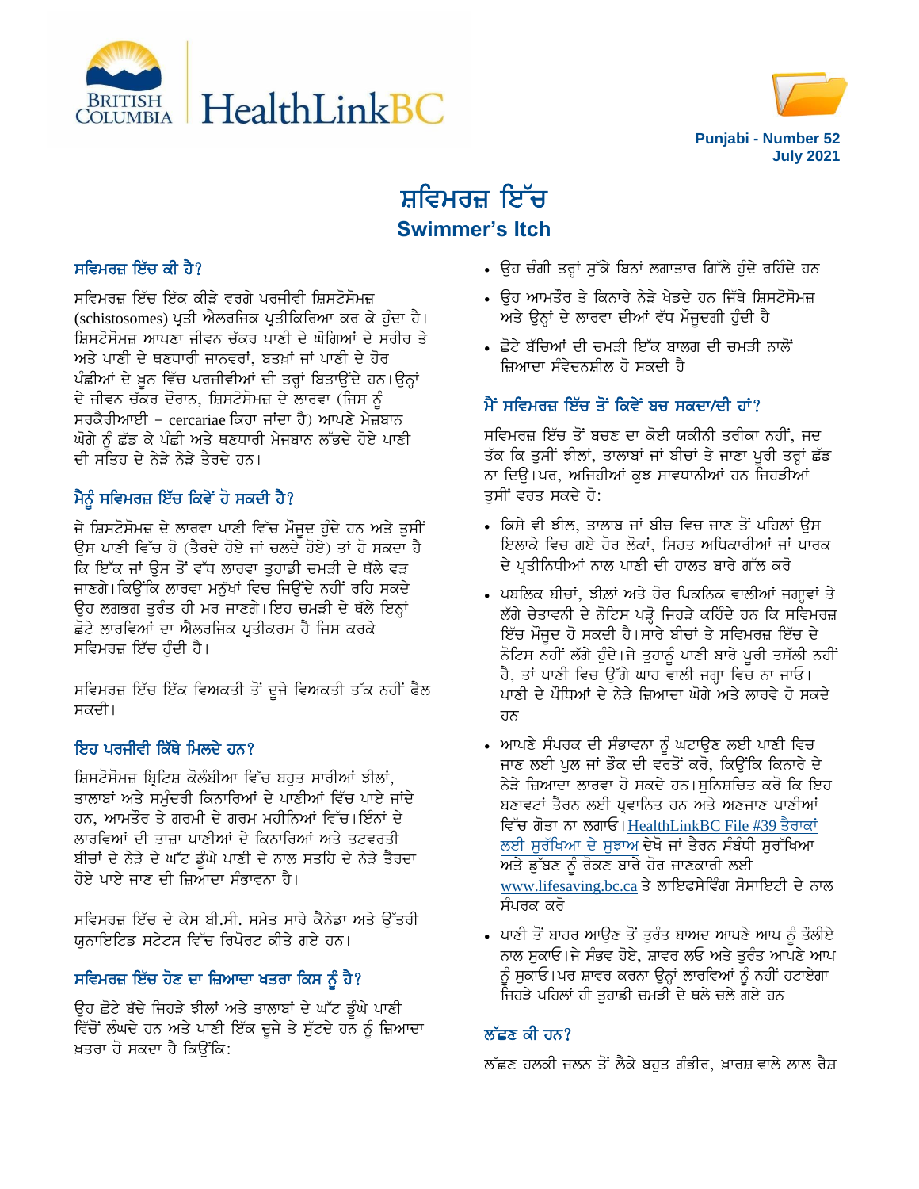Punjabi - Number 52
July 2021

# ਸ਼ਵਿਮਰਜ਼ ਇੱਚ
## Swimmer's Itch

### ਸਵਿਮਰਜ਼ ਇੱਚ ਕੀ ਹੈ?

ਸਵਿਮਰਜ਼ ਇੱਚ ਇੱਕ ਕੀੜੇ ਵਰਗੇ ਪਰਜੀਵੀ ਸ਼ਿਸਟੋਸੋਮਜ਼ (schistosomes) ਪ੍ਰਤੀ ਐਲਰਜਿਕ ਪ੍ਰਤੀਕਿਰਿਆ ਕਰ ਕੇ ਹੁੰਦਾ ਹੈ। ਸ਼ਿਸਟੋਸੋਮਜ਼ ਆਪਣਾ ਜੀਵਨ ਚੱਕਰ ਪਾਣੀ ਦੇ ਘੋਗਿਆਂ ਦੇ ਸਰੀਰ ਤੇ ਅਤੇ ਪਾਣੀ ਦੇ ਥਣਧਾਰੀ ਜਾਨਵਰਾਂ, ਬਤਖ਼ਾਂ ਜਾਂ ਪਾਣੀ ਦੇ ਹੋਰ ਪੰਛੀਆਂ ਦੇ ਖ਼ੂਨ ਵਿੱਚ ਪਰਜੀਵੀਆਂ ਦੀ ਤਰ੍ਹਾਂ ਬਿਤਾਉਂਦੇ ਹਨ। ਉਨ੍ਹਾਂ ਦੇ ਜੀਵਨ ਚੱਕਰ ਦੌਰਾਨ, ਸ਼ਿਸਟੋਸੋਮਜ਼ ਦੇ ਲਾਰਵਾ (ਜਿਸ ਨੂੰ ਸਰਕੈਰੀਆਈ – cercariae ਕਿਹਾ ਜਾਂਦਾ ਹੈ) ਆਪਣੇ ਮੇਜ਼ਬਾਨ ਘੋਗੇ ਨੂੰ ਛੱਡ ਕੇ ਪੰਛੀ ਅਤੇ ਥਣਧਾਰੀ ਮੇਜਬਾਨ ਲੱਭਦੇ ਹੋਏ ਪਾਣੀ ਦੀ ਸਤਿਹ ਦੇ ਨੇੜੇ ਨੇੜੇ ਤੈਰਦੇ ਹਨ।

### ਮੈਨੂੰ ਸਵਿਮਰਜ਼ ਇੱਚ ਕਿਵੇਂ ਹੋ ਸਕਦੀ ਹੈ?

ਜੇ ਸ਼ਿਸਟੋਸੋਮਜ਼ ਦੇ ਲਾਰਵਾ ਪਾਣੀ ਵਿੱਚ ਮੌਜੂਦ ਹੁੰਦੇ ਹਨ ਅਤੇ ਤੁਸੀਂ ਉਸ ਪਾਣੀ ਵਿੱਚ ਹੋ (ਤੈਰਦੇ ਹੋਏ ਜਾਂ ਚਲਦੇ ਹੋਏ) ਤਾਂ ਹੋ ਸਕਦਾ ਹੈ ਕਿ ਇੱਕ ਜਾਂ ਉਸ ਤੋਂ ਵੱਧ ਲਾਰਵਾ ਤੁਹਾਡੀ ਚਮੜੀ ਦੇ ਥੱਲੇ ਵੜ ਜਾਣਗੇ। ਕਿਉਂਕਿ ਲਾਰਵਾ ਮਨੁੱਖਾਂ ਵਿਚ ਜਿਉਂਦੇ ਨਹੀਂ ਰਹਿ ਸਕਦੇ ਉਹ ਲਗਭਗ ਤੁਰੰਤ ਹੀ ਮਰ ਜਾਣਗੇ। ਇਹ ਚਮੜੀ ਦੇ ਥੱਲੇ ਇਨ੍ਹਾਂ ਛੋਟੇ ਲਾਰਵਿਆਂ ਦਾ ਐਲਰਜਿਕ ਪ੍ਰਤੀਕਰਮ ਹੈ ਜਿਸ ਕਰਕੇ ਸਵਿਮਰਜ਼ ਇੱਚ ਹੁੰਦੀ ਹੈ।

ਸਵਿਮਰਜ਼ ਇੱਚ ਇੱਕ ਵਿਅਕਤੀ ਤੋਂ ਦੂਜੇ ਵਿਅਕਤੀ ਤੱਕ ਨਹੀਂ ਫੈਲ ਸਕਦੀ।

### ਇਹ ਪਰਜੀਵੀ ਕਿੱਥੇ ਮਿਲਦੇ ਹਨ?

ਸ਼ਿਸਟੋਸੋਮਜ਼ ਬ੍ਰਿਟਿਸ਼ ਕੋਲੰਬੀਆ ਵਿੱਚ ਬਹੁਤ ਸਾਰੀਆਂ ਝੀਲਾਂ, ਤਾਲਾਬਾਂ ਅਤੇ ਸਮੁੰਦਰੀ ਕਿਨਾਰਿਆਂ ਦੇ ਪਾਣੀਆਂ ਵਿੱਚ ਪਾਏ ਜਾਂਦੇ ਹਨ, ਆਮਤੌਰ ਤੇ ਗਰਮੀ ਦੇ ਗਰਮ ਮਹੀਨਿਆਂ ਵਿੱਚ। ਇੰਨਾਂ ਦੇ ਲਾਰਵਿਆਂ ਦੀ ਤਾਜ਼ਾ ਪਾਣੀਆਂ ਦੇ ਕਿਨਾਰਿਆਂ ਅਤੇ ਤਟਵਰਤੀ ਬੀਚਾਂ ਦੇ ਨੇੜੇ ਦੇ ਘੱਟ ਡੂੰਘੇ ਪਾਣੀ ਦੇ ਨਾਲ ਸਤਹਿ ਦੇ ਨੇੜੇ ਤੈਰਦਾ ਹੋਏ ਪਾਏ ਜਾਣ ਦੀ ਜ਼ਿਆਦਾ ਸੰਭਾਵਨਾ ਹੈ।

ਸਵਿਮਰਜ਼ ਇੱਚ ਦੇ ਕੇਸ ਬੀ.ਸੀ. ਸਮੇਤ ਸਾਰੇ ਕੈਨੇਡਾ ਅਤੇ ਉੱਤਰੀ ਯੁਨਾਇਟਿਡ ਸਟੇਟਸ ਵਿੱਚ ਰਿਪੋਰਟ ਕੀਤੇ ਗਏ ਹਨ।

### ਸਵਿਮਰਜ਼ ਇੱਚ ਹੋਣ ਦਾ ਜ਼ਿਆਦਾ ਖਤਰਾ ਕਿਸ ਨੂੰ ਹੈ?

ਉਹ ਛੋਟੇ ਬੱਚੇ ਜਿਹੜੇ ਝੀਲਾਂ ਅਤੇ ਤਾਲਾਬਾਂ ਦੇ ਘੱਟ ਡੂੰਘੇ ਪਾਣੀ ਵਿੱਚੋਂ ਲੰਘਦੇ ਹਨ ਅਤੇ ਪਾਣੀ ਇੱਕ ਦੂਜੇ ਤੇ ਸੁੱਟਦੇ ਹਨ ਨੂੰ ਜ਼ਿਆਦਾ ਖ਼ਤਰਾ ਹੋ ਸਕਦਾ ਹੈ ਕਿਉਂਕਿ:

- ਉਹ ਚੰਗੀ ਤਰ੍ਹਾਂ ਸੁੱਕੇ ਬਿਨਾਂ ਲਗਾਤਾਰ ਗਿੱਲੇ ਹੁੰਦੇ ਰਹਿੰਦੇ ਹਨ
- ਉਹ ਆਮਤੌਰ ਤੇ ਕਿਨਾਰੇ ਨੇੜੇ ਖੇਡਦੇ ਹਨ ਜਿੱਥੇ ਸ਼ਿਸਟੋਸੋਮਜ਼ ਅਤੇ ਉਨ੍ਹਾਂ ਦੇ ਲਾਰਵਾ ਦੀਆਂ ਵੱਧ ਮੌਜੂਦਗੀ ਹੁੰਦੀ ਹੈ
- ਛੋਟੇ ਬੱਚਿਆਂ ਦੀ ਚਮੜੀ ਇੱਕ ਬਾਲਗ ਦੀ ਚਮੜੀ ਨਾਲੋਂ ਜ਼ਿਆਦਾ ਸੰਵੇਦਨਸ਼ੀਲ ਹੋ ਸਕਦੀ ਹੈ

### ਮੈਂ ਸਵਿਮਰਜ਼ ਇੱਚ ਤੋਂ ਕਿਵੇਂ ਬਚ ਸਕਦਾ/ਦੀ ਹਾਂ?

ਸਵਿਮਰਜ਼ ਇੱਚ ਤੋਂ ਬਚਣ ਦਾ ਕੋਈ ਯਕੀਨੀ ਤਰੀਕਾ ਨਹੀਂ, ਜਦ ਤੱਕ ਕਿ ਤੁਸੀਂ ਝੀਲਾਂ, ਤਾਲਾਬਾਂ ਜਾਂ ਬੀਚਾਂ ਤੇ ਜਾਣਾ ਪੂਰੀ ਤਰ੍ਹਾਂ ਛੱਡ ਨਾ ਦਿਉ। ਪਰ, ਅਜਿਹੀਆਂ ਕੁਝ ਸਾਵਧਾਨੀਆਂ ਹਨ ਜਿਹੜੀਆਂ ਤੁਸੀਂ ਵਰਤ ਸਕਦੇ ਹੋ:

- ਕਿਸੇ ਵੀ ਝੀਲ, ਤਾਲਾਬ ਜਾਂ ਬੀਚ ਵਿਚ ਜਾਣ ਤੋਂ ਪਹਿਲਾਂ ਉਸ ਇਲਾਕੇ ਵਿਚ ਗਏ ਹੋਰ ਲੋਕਾਂ, ਸਿਹਤ ਅਧਿਕਾਰੀਆਂ ਜਾਂ ਪਾਰਕ ਦੇ ਪ੍ਰਤੀਨਿਧੀਆਂ ਨਾਲ ਪਾਣੀ ਦੀ ਹਾਲਤ ਬਾਰੇ ਗੱਲ ਕਰੋ
- ਪਬਲਿਕ ਬੀਚਾਂ, ਝੀਲਾਂ ਅਤੇ ਹੋਰ ਪਿਕਨਿਕ ਵਾਲੀਆਂ ਜਗ੍ਹਾਵਾਂ ਤੇ ਲੱਗੇ ਚੇਤਾਵਨੀ ਦੇ ਨੋਟਿਸ ਪੜ੍ਹੋ ਜਿਹੜੇ ਕਹਿੰਦੇ ਹਨ ਕਿ ਸਵਿਮਰਜ਼ ਇੱਚ ਮੌਜੂਦ ਹੋ ਸਕਦੀ ਹੈ। ਸਾਰੇ ਬੀਚਾਂ ਤੇ ਸਵਿਮਰਜ਼ ਇੱਚ ਦੇ ਨੋਟਿਸ ਨਹੀਂ ਲੱਗੇ ਹੁੰਦੇ। ਜੇ ਤੁਹਾਨੂੰ ਪਾਣੀ ਬਾਰੇ ਪੂਰੀ ਤਸੱਲੀ ਨਹੀਂ ਹੈ, ਤਾਂ ਪਾਣੀ ਵਿਚ ਉੱਗੇ ਘਾਹ ਵਾਲੀ ਜਗ੍ਹਾ ਵਿਚ ਨਾ ਜਾਓ। ਪਾਣੀ ਦੇ ਪੌਧਿਆਂ ਦੇ ਨੇੜੇ ਜ਼ਿਆਦਾ ਘੋਗੇ ਅਤੇ ਲਾਰਵੇ ਹੋ ਸਕਦੇ ਹਨ
- ਆਪਣੇ ਸੰਪਰਕ ਦੀ ਸੰਭਾਵਨਾ ਨੂੰ ਘਟਾਉਣ ਲਈ ਪਾਣੀ ਵਿਚ ਜਾਣ ਲਈ ਪੁਲ ਜਾਂ ਡੌਕ ਦੀ ਵਰਤੋਂ ਕਰੋ, ਕਿਉਂਕਿ ਕਿਨਾਰੇ ਦੇ ਨੇੜੇ ਜ਼ਿਆਦਾ ਲਾਰਵਾ ਹੋ ਸਕਦੇ ਹਨ। ਸੁਨਿਸ਼ਚਿਤ ਕਰੋ ਕਿ ਇਹ ਬਣਾਵਟਾਂ ਤੈਰਨ ਲਈ ਪ੍ਰਵਾਨਿਤ ਹਨ ਅਤੇ ਅਣਜਾਣ ਪਾਣੀਆਂ ਵਿੱਚ ਗੋਤਾ ਨਾ ਲਗਾਓ। HealthLinkBC File #39 ਤੈਰਾਕਾਂ ਲਈ ਸੁਰੱਖਿਆ ਦੇ ਸੁਝਾਅ ਦੇਖੋ ਜਾਂ ਤੈਰਨ ਸੰਬੰਧੀ ਸੁਰੱਖਿਆ ਅਤੇ ਡੁੱਬਣ ਨੂੰ ਰੋਕਣ ਬਾਰੇ ਹੋਰ ਜਾਣਕਾਰੀ ਲਈ www.lifesaving.bc.ca ਤੇ ਲਾਇਫਸੇਵਿੰਗ ਸੋਸਾਇਟੀ ਦੇ ਨਾਲ ਸੰਪਰਕ ਕਰੋ
- ਪਾਣੀ ਤੋਂ ਬਾਹਰ ਆਉਣ ਤੋਂ ਤੁਰੰਤ ਬਾਅਦ ਆਪਣੇ ਆਪ ਨੂੰ ਤੌਲੀਏ ਨਾਲ ਸੁਕਾਓ। ਜੇ ਸੰਭਵ ਹੋਏ, ਸ਼ਾਵਰ ਲਓ ਅਤੇ ਤੁਰੰਤ ਆਪਣੇ ਆਪ ਨੂੰ ਸੁਕਾਓ। ਪਰ ਸ਼ਾਵਰ ਕਰਨਾ ਉਨ੍ਹਾਂ ਲਾਰਵਿਆਂ ਨੂੰ ਨਹੀਂ ਹਟਾਏਗਾ ਜਿਹੜੇ ਪਹਿਲਾਂ ਹੀ ਤੁਹਾਡੀ ਚਮੜੀ ਦੇ ਥਲੇ ਚਲੇ ਗਏ ਹਨ

### ਲੱਛਣ ਕੀ ਹਨ?

ਲੱਛਣ ਹਲਕੀ ਜਲਨ ਤੋਂ ਲੈਕੇ ਬਹੁਤ ਗੰਭੀਰ, ਖ਼ਾਰਸ਼ ਵਾਲੇ ਲਾਲ ਰੈਸ਼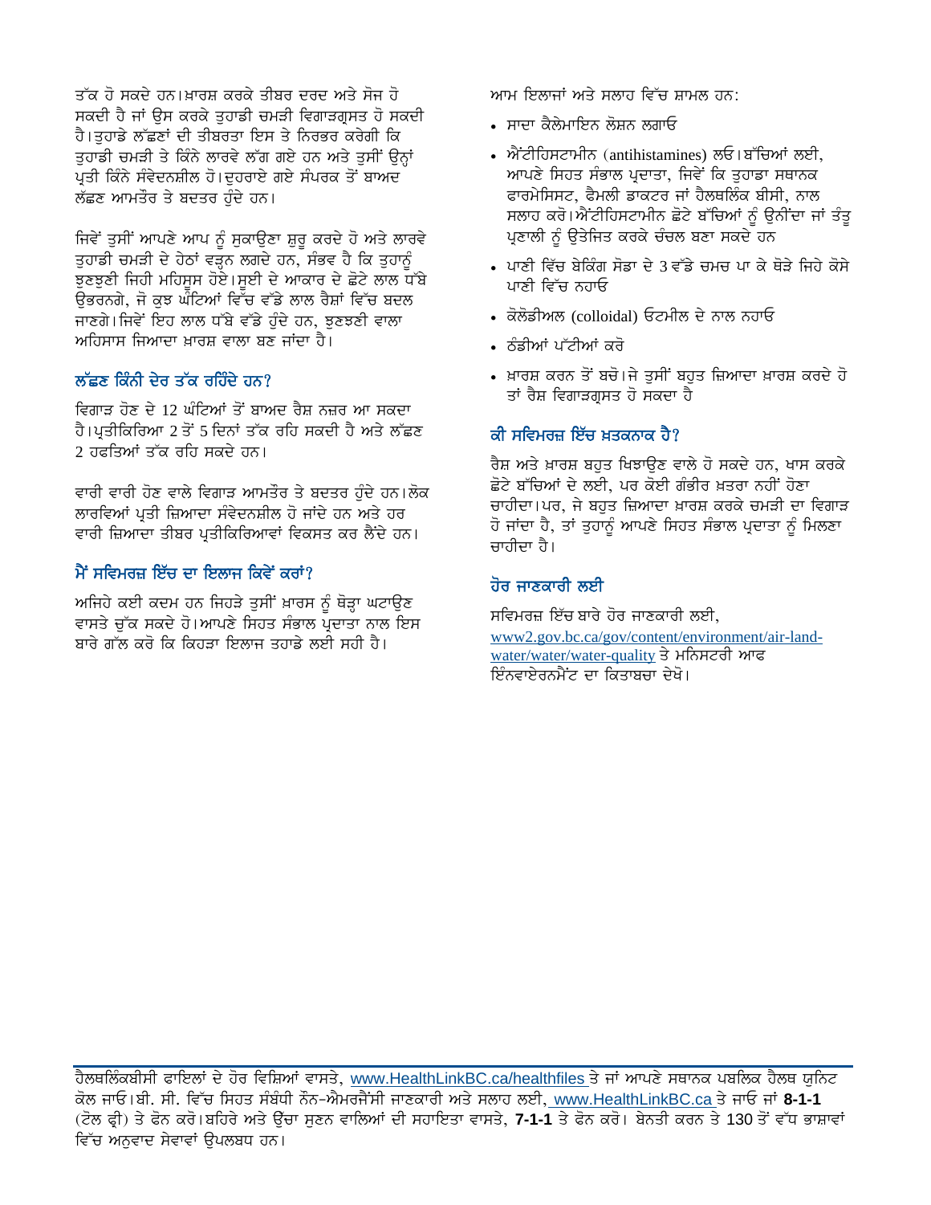ਤੱਕ ਹੋ ਸਕਦੇ ਹਨ।ਖ਼ਾਰਸ਼ ਕਰਕੇ ਤੀਬਰ ਦਰਦ ਅਤੇ ਸੋਜ ਹੋ ਸਕਦੀ ਹੈ ਜਾਂ ਉਸ ਕਰਕੇ ਤੁਹਾਡੀ ਚਮੜੀ ਵਿਗਾੜਗ੍ਰਸਤ ਹੋ ਸਕਦੀ ਹੈ।ਤੁਹਾਡੇ ਲੱਛਣਾਂ ਦੀ ਤੀਬਰਤਾ ਇਸ ਤੇ ਨਿਰਭਰ ਕਰੇਗੀ ਕਿ ਤੁਹਾਡੀ ਚਮੜੀ ਤੇ ਕਿੰਨੇ ਲਾਰਵੇ ਲੱਗ ਗਏ ਹਨ ਅਤੇ ਤੁਸੀਂ ਉਨ੍ਹਾਂ ਪ੍ਰਤੀ ਕਿੰਨੇ ਸੰਵੇਦਨਸ਼ੀਲ ਹੋ।ਦੁਹਰਾਏ ਗਏ ਸੰਪਰਕ ਤੋਂ ਬਾਅਦ ਲੱਛਣ ਆਮਤੌਰ ਤੇ ਬਦਤਰ ਹੁੰਦੇ ਹਨ।

ਜਿਵੇਂ ਤੁਸੀਂ ਆਪਣੇ ਆਪ ਨੂੰ ਸੁਕਾਉਣਾ ਸ਼ੁਰੂ ਕਰਦੇ ਹੋ ਅਤੇ ਲਾਰਵੇ ਤੁਹਾਡੀ ਚਮੜੀ ਦੇ ਹੇਠਾਂ ਵੜ੍ਹਨ ਲਗਦੇ ਹਨ, ਸੰਭਵ ਹੈ ਕਿ ਤੁਹਾਨੂੰ ਝੁਣਝੁਣੀ ਜਿਹੀ ਮਹਿਸੂਸ ਹੋਏ।ਸੂਈ ਦੇ ਆਕਾਰ ਦੇ ਛੋਟੇ ਲਾਲ ਧੱਬੇ ਉਭਰਨਗੇ, ਜੋ ਕੁਝ ਘੰਟਿਆਂ ਵਿੱਚ ਵੱਡੇ ਲਾਲ ਰੈਸ਼ਾਂ ਵਿੱਚ ਬਦਲ ਜਾਣਗੇ।ਜਿਵੇਂ ਇਹ ਲਾਲ ਧੱਬੇ ਵੱਡੇ ਹੁੰਦੇ ਹਨ, ਝੁਣਝੁਣੀ ਵਾਲਾ ਅਹਿਸਾਸ ਜ਼ਿਆਦਾ ਖ਼ਾਰਸ਼ ਵਾਲਾ ਬਣ ਜਾਂਦਾ ਹੈ।

## ਲੱਛਣ ਕਿੰਨੀ ਦੇਰ ਤੱਕ ਰਹਿੰਦੇ ਹਨ?

ਵਿਗਾੜ ਹੋਣ ਦੇ 12 ਘੰਟਿਆਂ ਤੋਂ ਬਾਅਦ ਰੈਸ਼ ਨਜ਼ਰ ਆ ਸਕਦਾ ਹੈ।ਪ੍ਰਤੀਕਿਰਿਆ 2 ਤੋਂ 5 ਦਿਨਾਂ ਤੱਕ ਰਹਿ ਸਕਦੀ ਹੈ ਅਤੇ ਲੱਛਣ 2 ਹਫਤਿਆਂ ਤੱਕ ਰਹਿ ਸਕਦੇ ਹਨ।

ਵਾਰੀ ਵਾਰੀ ਹੋਣ ਵਾਲੇ ਵਿਗਾੜ ਆਮਤੌਰ ਤੇ ਬਦਤਰ ਹੁੰਦੇ ਹਨ।ਲੋਕ ਲਾਰਵਿਆਂ ਪ੍ਰਤੀ ਜ਼ਿਆਦਾ ਸੰਵੇਦਨਸ਼ੀਲ ਹੋ ਜਾਂਦੇ ਹਨ ਅਤੇ ਹਰ ਵਾਰੀ ਜ਼ਿਆਦਾ ਤੀਬਰ ਪ੍ਰਤੀਕਿਰਿਆਵਾਂ ਵਿਕਸਤ ਕਰ ਲੈਂਦੇ ਹਨ।

## ਮੈਂ ਸਵਿਮਰਜ਼ ਇੱਚ ਦਾ ਇਲਾਜ ਕਿਵੇਂ ਕਰਾਂ?

ਅਜਿਹੇ ਕਈ ਕਦਮ ਹਨ ਜਿਹੜੇ ਤੁਸੀਂ ਖ਼ਾਰਸ ਨੂੰ ਥੋੜ੍ਹਾ ਘਟਾਉਣ ਵਾਸਤੇ ਚੁੱਕ ਸਕਦੇ ਹੋ।ਆਪਣੇ ਸਿਹਤ ਸੰਭਾਲ ਪ੍ਰਦਾਤਾ ਨਾਲ ਇਸ ਬਾਰੇ ਗੱਲ ਕਰੋ ਕਿ ਕਿਹੜਾ ਇਲਾਜ ਤੁਹਾਡੇ ਲਈ ਸਹੀ ਹੈ।

ਆਮ ਇਲਾਜਾਂ ਅਤੇ ਸਲਾਹ ਵਿੱਚ ਸ਼ਾਮਲ ਹਨ:

- ਸਾਦਾ ਕੈਲੇਮਾਇਨ ਲੋਸ਼ਨ ਲਗਾਓ
- ਐਂਟੀਹਿਸਟਾਮੀਨ (antihistamines) ਲਓ।ਬੱਚਿਆਂ ਲਈ, ਆਪਣੇ ਸਿਹਤ ਸੰਭਾਲ ਪ੍ਰਦਾਤਾ, ਜਿਵੇਂ ਕਿ ਤੁਹਾਡਾ ਸਥਾਨਕ ਫਾਰਮੇਸਿਸਟ, ਫੈਮਲੀ ਡਾਕਟਰ ਜਾਂ ਹੈਲਥਲਿੰਕ ਬੀਸੀ, ਨਾਲ ਸਲਾਹ ਕਰੋ।ਐਂਟੀਹਿਸਟਾਮੀਨ ਛੋਟੇ ਬੱਚਿਆਂ ਨੂੰ ਉਨੀਂਦਾ ਜਾਂ ਤੰਤੂ ਪ੍ਰਣਾਲੀ ਨੂੰ ਉਤੇਜਿਤ ਕਰਕੇ ਚੰਚਲ ਬਣਾ ਸਕਦੇ ਹਨ
- ਪਾਣੀ ਵਿੱਚ ਬੇਕਿੰਗ ਸੋਡਾ ਦੇ 3 ਵੱਡੇ ਚਮਚ ਪਾ ਕੇ ਥੋੜੇ ਜਿਹੇ ਕੋਸੇ ਪਾਣੀ ਵਿੱਚ ਨਹਾਓ
- ਕੋਲੋਡੀਅਲ (colloidal) ਓਟਮੀਲ ਦੇ ਨਾਲ ਨਹਾਓ
- ਠੰਡੀਆਂ ਪੱਟੀਆਂ ਕਰੋ
- ਖ਼ਾਰਸ਼ ਕਰਨ ਤੋਂ ਬਚੋ।ਜੇ ਤੁਸੀਂ ਬਹੁਤ ਜ਼ਿਆਦਾ ਖ਼ਾਰਸ਼ ਕਰਦੇ ਹੋ ਤਾਂ ਰੈਸ਼ ਵਿਗਾੜਗ੍ਰਸਤ ਹੋ ਸਕਦਾ ਹੈ

## ਕੀ ਸਵਿਮਰਜ਼ ਇੱਚ ਖ਼ਤਰਨਾਕ ਹੈ?

ਰੈਸ਼ ਅਤੇ ਖ਼ਾਰਸ਼ ਬਹੁਤ ਖਿਝਾਉਣ ਵਾਲੇ ਹੋ ਸਕਦੇ ਹਨ, ਖਾਸ ਕਰਕੇ ਛੋਟੇ ਬੱਚਿਆਂ ਦੇ ਲਈ, ਪਰ ਕੋਈ ਗੰਭੀਰ ਖ਼ਤਰਾ ਨਹੀਂ ਹੋਣਾ ਚਾਹੀਦਾ।ਪਰ, ਜੇ ਬਹੁਤ ਜ਼ਿਆਦਾ ਖ਼ਾਰਸ਼ ਕਰਕੇ ਚਮੜੀ ਦਾ ਵਿਗਾੜ ਹੋ ਜਾਂਦਾ ਹੈ, ਤਾਂ ਤੁਹਾਨੂੰ ਆਪਣੇ ਸਿਹਤ ਸੰਭਾਲ ਪ੍ਰਦਾਤਾ ਨੂੰ ਮਿਲਣਾ ਚਾਹੀਦਾ ਹੈ।

## ਹੋਰ ਜਾਣਕਾਰੀ ਲਈ

ਸਵਿਮਰਜ਼ ਇੱਚ ਬਾਰੇ ਹੋਰ ਜਾਣਕਾਰੀ ਲਈ, www2.gov.bc.ca/gov/content/environment/air-land-water/water/water-quality ਤੇ ਮਨਿਸਟਰੀ ਆਫ ਇੰਨਵਾਏਰਨਮੈਂਟ ਦਾ ਕਿਤਾਬਚਾ ਦੇਖੋ।

ਹੈਲਥਲਿੰਕਬੀਸੀ ਫਾਇਲਾਂ ਦੇ ਹੋਰ ਵਿਸ਼ਿਆਂ ਵਾਸਤੇ, www.HealthLinkBC.ca/healthfiles ਤੇ ਜਾਂ ਆਪਣੇ ਸਥਾਨਕ ਪਬਲਿਕ ਹੈਲਥ ਯੂਨਿਟ ਕੋਲ ਜਾਓ।ਬੀ. ਸੀ. ਵਿੱਚ ਸਿਹਤ ਸੰਬੰਧੀ ਨੌਨ-ਐਮਰਜੈਂਸੀ ਜਾਣਕਾਰੀ ਅਤੇ ਸਲਾਹ ਲਈ, www.HealthLinkBC.ca ਤੇ ਜਾਓ ਜਾਂ **8-1-1** (ਟੋਲ ਫ੍ਰੀ) ਤੇ ਫੋਨ ਕਰੋ।ਬਹਿਰੇ ਅਤੇ ਉੱਚਾ ਸੁਣਨ ਵਾਲਿਆਂ ਦੀ ਸਹਾਇਤਾ ਵਾਸਤੇ, **7-1-1** ਤੇ ਫੋਨ ਕਰੋ। ਬੇਨਤੀ ਕਰਨ ਤੇ 130 ਤੋਂ ਵੱਧ ਭਾਸ਼ਾਵਾਂ ਵਿੱਚ ਅਨੁਵਾਦ ਸੇਵਾਵਾਂ ਉਪਲਬਧ ਹਨ।